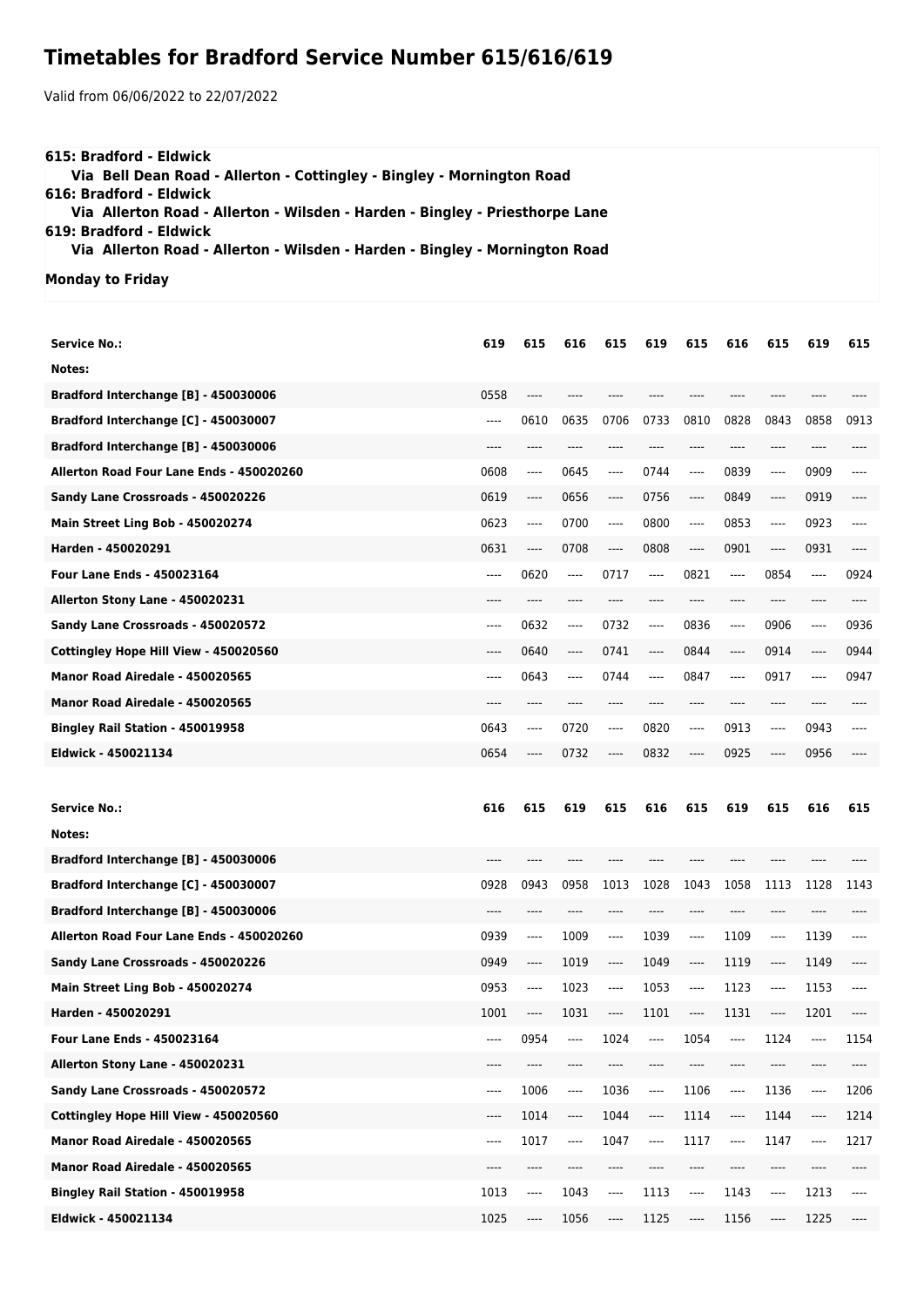# Timetables for Bradford Service Number 615/616/619

Valid from 06/06/2022 to 22/07/2022

**615: Bradford - Eldwick**
 **Via Bell Dean Road - Allerton - Cottingley - Bingley - Mornington Road**
**616: Bradford - Eldwick**
 **Via Allerton Road - Allerton - Wilsden - Harden - Bingley - Priesthorpe Lane**
**619: Bradford - Eldwick**
 **Via Allerton Road - Allerton - Wilsden - Harden - Bingley - Mornington Road**

**Monday to Friday**

| Service No.: | 619 | 615 | 616 | 615 | 619 | 615 | 616 | 615 | 619 | 615 |
|---|---|---|---|---|---|---|---|---|---|---|
| Notes: | | | | | | | | | | |
| Bradford Interchange [B] - 450030006 | 0558 | ---- | ---- | ---- | ---- | ---- | ---- | ---- | ---- | ---- |
| Bradford Interchange [C] - 450030007 | ---- | 0610 | 0635 | 0706 | 0733 | 0810 | 0828 | 0843 | 0858 | 0913 |
| Bradford Interchange [B] - 450030006 | ---- | ---- | ---- | ---- | ---- | ---- | ---- | ---- | ---- | ---- |
| Allerton Road Four Lane Ends - 450020260 | 0608 | ---- | 0645 | ---- | 0744 | ---- | 0839 | ---- | 0909 | ---- |
| Sandy Lane Crossroads - 450020226 | 0619 | ---- | 0656 | ---- | 0756 | ---- | 0849 | ---- | 0919 | ---- |
| Main Street Ling Bob - 450020274 | 0623 | ---- | 0700 | ---- | 0800 | ---- | 0853 | ---- | 0923 | ---- |
| Harden - 450020291 | 0631 | ---- | 0708 | ---- | 0808 | ---- | 0901 | ---- | 0931 | ---- |
| Four Lane Ends - 450023164 | ---- | 0620 | ---- | 0717 | ---- | 0821 | ---- | 0854 | ---- | 0924 |
| Allerton Stony Lane - 450020231 | ---- | ---- | ---- | ---- | ---- | ---- | ---- | ---- | ---- | ---- |
| Sandy Lane Crossroads - 450020572 | ---- | 0632 | ---- | 0732 | ---- | 0836 | ---- | 0906 | ---- | 0936 |
| Cottingley Hope Hill View - 450020560 | ---- | 0640 | ---- | 0741 | ---- | 0844 | ---- | 0914 | ---- | 0944 |
| Manor Road Airedale - 450020565 | ---- | 0643 | ---- | 0744 | ---- | 0847 | ---- | 0917 | ---- | 0947 |
| Manor Road Airedale - 450020565 | ---- | ---- | ---- | ---- | ---- | ---- | ---- | ---- | ---- | ---- |
| Bingley Rail Station - 450019958 | 0643 | ---- | 0720 | ---- | 0820 | ---- | 0913 | ---- | 0943 | ---- |
| Eldwick - 450021134 | 0654 | ---- | 0732 | ---- | 0832 | ---- | 0925 | ---- | 0956 | ---- |

| Service No.: | 616 | 615 | 619 | 615 | 616 | 615 | 619 | 615 | 616 | 615 |
|---|---|---|---|---|---|---|---|---|---|---|
| Notes: | | | | | | | | | | |
| Bradford Interchange [B] - 450030006 | ---- | ---- | ---- | ---- | ---- | ---- | ---- | ---- | ---- | ---- |
| Bradford Interchange [C] - 450030007 | 0928 | 0943 | 0958 | 1013 | 1028 | 1043 | 1058 | 1113 | 1128 | 1143 |
| Bradford Interchange [B] - 450030006 | ---- | ---- | ---- | ---- | ---- | ---- | ---- | ---- | ---- | ---- |
| Allerton Road Four Lane Ends - 450020260 | 0939 | ---- | 1009 | ---- | 1039 | ---- | 1109 | ---- | 1139 | ---- |
| Sandy Lane Crossroads - 450020226 | 0949 | ---- | 1019 | ---- | 1049 | ---- | 1119 | ---- | 1149 | ---- |
| Main Street Ling Bob - 450020274 | 0953 | ---- | 1023 | ---- | 1053 | ---- | 1123 | ---- | 1153 | ---- |
| Harden - 450020291 | 1001 | ---- | 1031 | ---- | 1101 | ---- | 1131 | ---- | 1201 | ---- |
| Four Lane Ends - 450023164 | ---- | 0954 | ---- | 1024 | ---- | 1054 | ---- | 1124 | ---- | 1154 |
| Allerton Stony Lane - 450020231 | ---- | ---- | ---- | ---- | ---- | ---- | ---- | ---- | ---- | ---- |
| Sandy Lane Crossroads - 450020572 | ---- | 1006 | ---- | 1036 | ---- | 1106 | ---- | 1136 | ---- | 1206 |
| Cottingley Hope Hill View - 450020560 | ---- | 1014 | ---- | 1044 | ---- | 1114 | ---- | 1144 | ---- | 1214 |
| Manor Road Airedale - 450020565 | ---- | 1017 | ---- | 1047 | ---- | 1117 | ---- | 1147 | ---- | 1217 |
| Manor Road Airedale - 450020565 | ---- | ---- | ---- | ---- | ---- | ---- | ---- | ---- | ---- | ---- |
| Bingley Rail Station - 450019958 | 1013 | ---- | 1043 | ---- | 1113 | ---- | 1143 | ---- | 1213 | ---- |
| Eldwick - 450021134 | 1025 | ---- | 1056 | ---- | 1125 | ---- | 1156 | ---- | 1225 | ---- |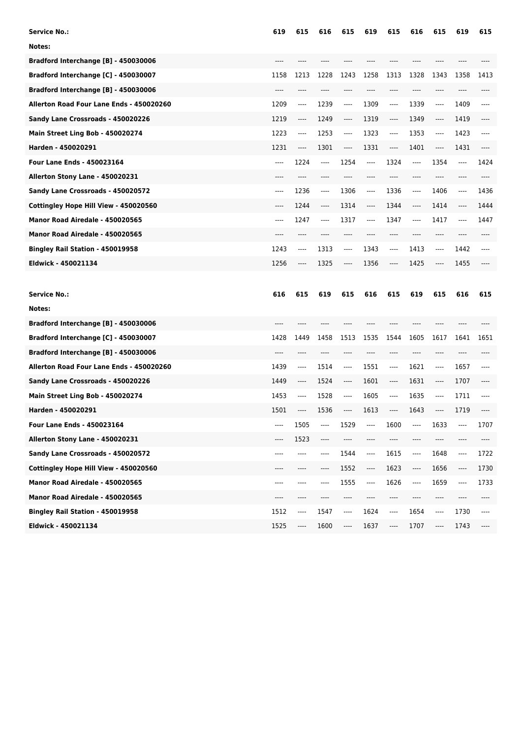| Service No.: | 619 | 615 | 616 | 615 | 619 | 615 | 616 | 615 | 619 | 615 |
|---|---|---|---|---|---|---|---|---|---|---|
| Notes: | | | | | | | | | | |
| Bradford Interchange [B] - 450030006 | ---- | ---- | ---- | ---- | ---- | ---- | ---- | ---- | ---- | ---- |
| Bradford Interchange [C] - 450030007 | 1158 | 1213 | 1228 | 1243 | 1258 | 1313 | 1328 | 1343 | 1358 | 1413 |
| Bradford Interchange [B] - 450030006 | ---- | ---- | ---- | ---- | ---- | ---- | ---- | ---- | ---- | ---- |
| Allerton Road Four Lane Ends - 450020260 | 1209 | ---- | 1239 | ---- | 1309 | ---- | 1339 | ---- | 1409 | ---- |
| Sandy Lane Crossroads - 450020226 | 1219 | ---- | 1249 | ---- | 1319 | ---- | 1349 | ---- | 1419 | ---- |
| Main Street Ling Bob - 450020274 | 1223 | ---- | 1253 | ---- | 1323 | ---- | 1353 | ---- | 1423 | ---- |
| Harden - 450020291 | 1231 | ---- | 1301 | ---- | 1331 | ---- | 1401 | ---- | 1431 | ---- |
| Four Lane Ends - 450023164 | ---- | 1224 | ---- | 1254 | ---- | 1324 | ---- | 1354 | ---- | 1424 |
| Allerton Stony Lane - 450020231 | ---- | ---- | ---- | ---- | ---- | ---- | ---- | ---- | ---- | ---- |
| Sandy Lane Crossroads - 450020572 | ---- | 1236 | ---- | 1306 | ---- | 1336 | ---- | 1406 | ---- | 1436 |
| Cottingley Hope Hill View - 450020560 | ---- | 1244 | ---- | 1314 | ---- | 1344 | ---- | 1414 | ---- | 1444 |
| Manor Road Airedale - 450020565 | ---- | 1247 | ---- | 1317 | ---- | 1347 | ---- | 1417 | ---- | 1447 |
| Manor Road Airedale - 450020565 | ---- | ---- | ---- | ---- | ---- | ---- | ---- | ---- | ---- | ---- |
| Bingley Rail Station - 450019958 | 1243 | ---- | 1313 | ---- | 1343 | ---- | 1413 | ---- | 1442 | ---- |
| Eldwick - 450021134 | 1256 | ---- | 1325 | ---- | 1356 | ---- | 1425 | ---- | 1455 | ---- |

| Service No.: | 616 | 615 | 619 | 615 | 616 | 615 | 619 | 615 | 616 | 615 |
|---|---|---|---|---|---|---|---|---|---|---|
| Notes: | | | | | | | | | | |
| Bradford Interchange [B] - 450030006 | ---- | ---- | ---- | ---- | ---- | ---- | ---- | ---- | ---- | ---- |
| Bradford Interchange [C] - 450030007 | 1428 | 1449 | 1458 | 1513 | 1535 | 1544 | 1605 | 1617 | 1641 | 1651 |
| Bradford Interchange [B] - 450030006 | ---- | ---- | ---- | ---- | ---- | ---- | ---- | ---- | ---- | ---- |
| Allerton Road Four Lane Ends - 450020260 | 1439 | ---- | 1514 | ---- | 1551 | ---- | 1621 | ---- | 1657 | ---- |
| Sandy Lane Crossroads - 450020226 | 1449 | ---- | 1524 | ---- | 1601 | ---- | 1631 | ---- | 1707 | ---- |
| Main Street Ling Bob - 450020274 | 1453 | ---- | 1528 | ---- | 1605 | ---- | 1635 | ---- | 1711 | ---- |
| Harden - 450020291 | 1501 | ---- | 1536 | ---- | 1613 | ---- | 1643 | ---- | 1719 | ---- |
| Four Lane Ends - 450023164 | ---- | 1505 | ---- | 1529 | ---- | 1600 | ---- | 1633 | ---- | 1707 |
| Allerton Stony Lane - 450020231 | ---- | 1523 | ---- | ---- | ---- | ---- | ---- | ---- | ---- | ---- |
| Sandy Lane Crossroads - 450020572 | ---- | ---- | ---- | 1544 | ---- | 1615 | ---- | 1648 | ---- | 1722 |
| Cottingley Hope Hill View - 450020560 | ---- | ---- | ---- | 1552 | ---- | 1623 | ---- | 1656 | ---- | 1730 |
| Manor Road Airedale - 450020565 | ---- | ---- | ---- | 1555 | ---- | 1626 | ---- | 1659 | ---- | 1733 |
| Manor Road Airedale - 450020565 | ---- | ---- | ---- | ---- | ---- | ---- | ---- | ---- | ---- | ---- |
| Bingley Rail Station - 450019958 | 1512 | ---- | 1547 | ---- | 1624 | ---- | 1654 | ---- | 1730 | ---- |
| Eldwick - 450021134 | 1525 | ---- | 1600 | ---- | 1637 | ---- | 1707 | ---- | 1743 | ---- |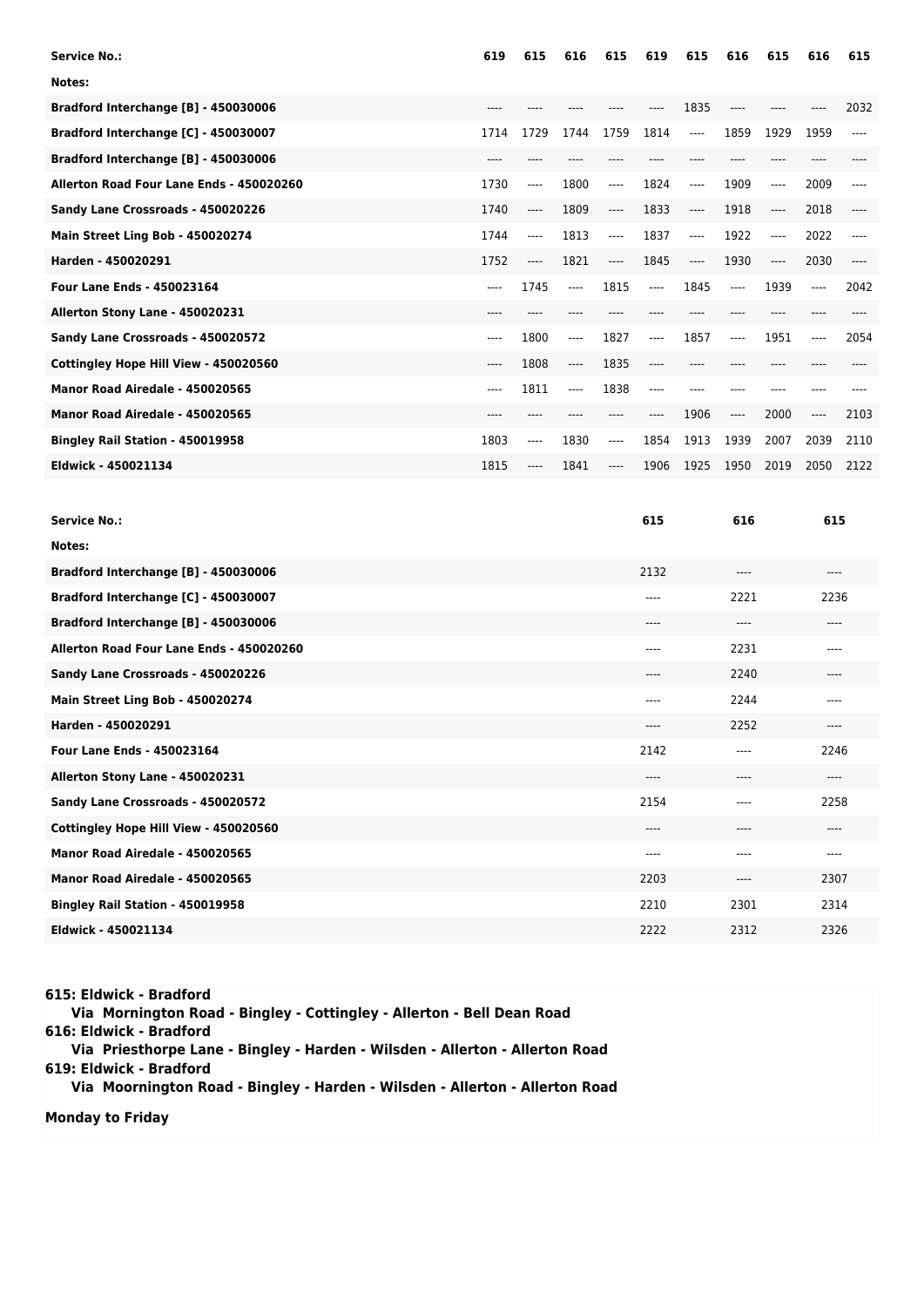| Service No.: | 619 | 615 | 616 | 615 | 619 | 615 | 616 | 615 | 616 | 615 |
|---|---|---|---|---|---|---|---|---|---|---|
| Notes: | | | | | | | | | | |
| Bradford Interchange [B] - 450030006 | ---- | ---- | ---- | ---- | ---- | 1835 | ---- | ---- | ---- | 2032 |
| Bradford Interchange [C] - 450030007 | 1714 | 1729 | 1744 | 1759 | 1814 | ---- | 1859 | 1929 | 1959 | ---- |
| Bradford Interchange [B] - 450030006 | ---- | ---- | ---- | ---- | ---- | ---- | ---- | ---- | ---- | ---- |
| Allerton Road Four Lane Ends - 450020260 | 1730 | ---- | 1800 | ---- | 1824 | ---- | 1909 | ---- | 2009 | ---- |
| Sandy Lane Crossroads - 450020226 | 1740 | ---- | 1809 | ---- | 1833 | ---- | 1918 | ---- | 2018 | ---- |
| Main Street Ling Bob - 450020274 | 1744 | ---- | 1813 | ---- | 1837 | ---- | 1922 | ---- | 2022 | ---- |
| Harden - 450020291 | 1752 | ---- | 1821 | ---- | 1845 | ---- | 1930 | ---- | 2030 | ---- |
| Four Lane Ends - 450023164 | ---- | 1745 | ---- | 1815 | ---- | 1845 | ---- | 1939 | ---- | 2042 |
| Allerton Stony Lane - 450020231 | ---- | ---- | ---- | ---- | ---- | ---- | ---- | ---- | ---- | ---- |
| Sandy Lane Crossroads - 450020572 | ---- | 1800 | ---- | 1827 | ---- | 1857 | ---- | 1951 | ---- | 2054 |
| Cottingley Hope Hill View - 450020560 | ---- | 1808 | ---- | 1835 | ---- | ---- | ---- | ---- | ---- | ---- |
| Manor Road Airedale - 450020565 | ---- | 1811 | ---- | 1838 | ---- | ---- | ---- | ---- | ---- | ---- |
| Manor Road Airedale - 450020565 | ---- | ---- | ---- | ---- | ---- | 1906 | ---- | 2000 | ---- | 2103 |
| Bingley Rail Station - 450019958 | 1803 | ---- | 1830 | ---- | 1854 | 1913 | 1939 | 2007 | 2039 | 2110 |
| Eldwick - 450021134 | 1815 | ---- | 1841 | ---- | 1906 | 1925 | 1950 | 2019 | 2050 | 2122 |

| Service No.: | 615 | 616 | 615 |
|---|---|---|---|
| Notes: | | | |
| Bradford Interchange [B] - 450030006 | 2132 | ---- | ---- |
| Bradford Interchange [C] - 450030007 | ---- | 2221 | 2236 |
| Bradford Interchange [B] - 450030006 | ---- | ---- | ---- |
| Allerton Road Four Lane Ends - 450020260 | ---- | 2231 | ---- |
| Sandy Lane Crossroads - 450020226 | ---- | 2240 | ---- |
| Main Street Ling Bob - 450020274 | ---- | 2244 | ---- |
| Harden - 450020291 | ---- | 2252 | ---- |
| Four Lane Ends - 450023164 | 2142 | ---- | 2246 |
| Allerton Stony Lane - 450020231 | ---- | ---- | ---- |
| Sandy Lane Crossroads - 450020572 | 2154 | ---- | 2258 |
| Cottingley Hope Hill View - 450020560 | ---- | ---- | ---- |
| Manor Road Airedale - 450020565 | ---- | ---- | ---- |
| Manor Road Airedale - 450020565 | 2203 | ---- | 2307 |
| Bingley Rail Station - 450019958 | 2210 | 2301 | 2314 |
| Eldwick - 450021134 | 2222 | 2312 | 2326 |

**615: Eldwick - Bradford**
**Via Mornington Road - Bingley - Cottingley - Allerton - Bell Dean Road**
**616: Eldwick - Bradford**
**Via Priesthorpe Lane - Bingley - Harden - Wilsden - Allerton - Allerton Road**
**619: Eldwick - Bradford**
**Via Moornington Road - Bingley - Harden - Wilsden - Allerton - Allerton Road**

**Monday to Friday**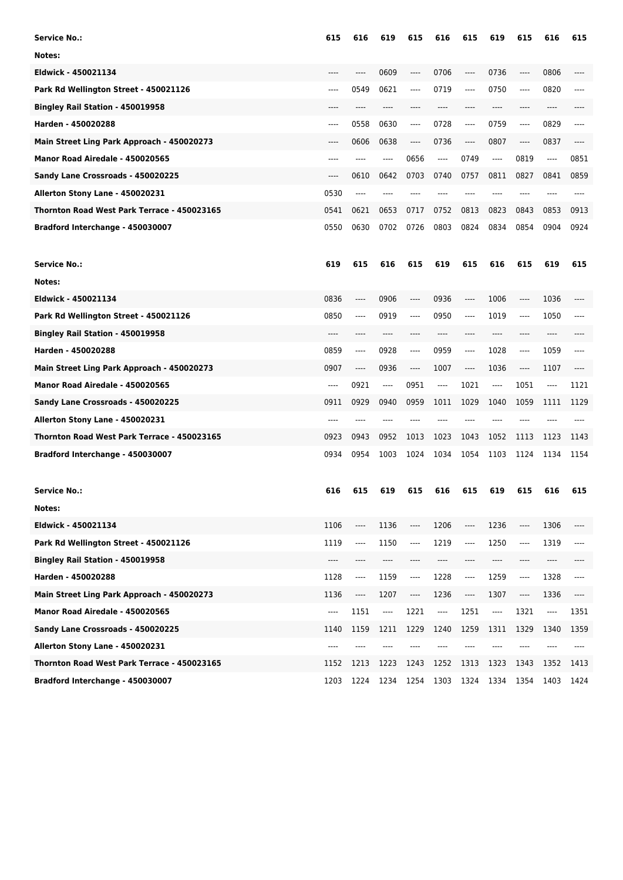| Service No.: | 615 | 616 | 619 | 615 | 616 | 615 | 619 | 615 | 616 | 615 |
|---|---|---|---|---|---|---|---|---|---|---|
| Notes: | | | | | | | | | | |
| Eldwick - 450021134 | ---- | ---- | 0609 | ---- | 0706 | ---- | 0736 | ---- | 0806 | ---- |
| Park Rd Wellington Street - 450021126 | ---- | 0549 | 0621 | ---- | 0719 | ---- | 0750 | ---- | 0820 | ---- |
| Bingley Rail Station - 450019958 | ---- | ---- | ---- | ---- | ---- | ---- | ---- | ---- | ---- | ---- |
| Harden - 450020288 | ---- | 0558 | 0630 | ---- | 0728 | ---- | 0759 | ---- | 0829 | ---- |
| Main Street Ling Park Approach - 450020273 | ---- | 0606 | 0638 | ---- | 0736 | ---- | 0807 | ---- | 0837 | ---- |
| Manor Road Airedale - 450020565 | ---- | ---- | ---- | 0656 | ---- | 0749 | ---- | 0819 | ---- | 0851 |
| Sandy Lane Crossroads - 450020225 | ---- | 0610 | 0642 | 0703 | 0740 | 0757 | 0811 | 0827 | 0841 | 0859 |
| Allerton Stony Lane - 450020231 | 0530 | ---- | ---- | ---- | ---- | ---- | ---- | ---- | ---- | ---- |
| Thornton Road West Park Terrace - 450023165 | 0541 | 0621 | 0653 | 0717 | 0752 | 0813 | 0823 | 0843 | 0853 | 0913 |
| Bradford Interchange - 450030007 | 0550 | 0630 | 0702 | 0726 | 0803 | 0824 | 0834 | 0854 | 0904 | 0924 |

| Service No.: | 619 | 615 | 616 | 615 | 619 | 615 | 616 | 615 | 619 | 615 |
|---|---|---|---|---|---|---|---|---|---|---|
| Notes: | | | | | | | | | | |
| Eldwick - 450021134 | 0836 | ---- | 0906 | ---- | 0936 | ---- | 1006 | ---- | 1036 | ---- |
| Park Rd Wellington Street - 450021126 | 0850 | ---- | 0919 | ---- | 0950 | ---- | 1019 | ---- | 1050 | ---- |
| Bingley Rail Station - 450019958 | ---- | ---- | ---- | ---- | ---- | ---- | ---- | ---- | ---- | ---- |
| Harden - 450020288 | 0859 | ---- | 0928 | ---- | 0959 | ---- | 1028 | ---- | 1059 | ---- |
| Main Street Ling Park Approach - 450020273 | 0907 | ---- | 0936 | ---- | 1007 | ---- | 1036 | ---- | 1107 | ---- |
| Manor Road Airedale - 450020565 | ---- | 0921 | ---- | 0951 | ---- | 1021 | ---- | 1051 | ---- | 1121 |
| Sandy Lane Crossroads - 450020225 | 0911 | 0929 | 0940 | 0959 | 1011 | 1029 | 1040 | 1059 | 1111 | 1129 |
| Allerton Stony Lane - 450020231 | ---- | ---- | ---- | ---- | ---- | ---- | ---- | ---- | ---- | ---- |
| Thornton Road West Park Terrace - 450023165 | 0923 | 0943 | 0952 | 1013 | 1023 | 1043 | 1052 | 1113 | 1123 | 1143 |
| Bradford Interchange - 450030007 | 0934 | 0954 | 1003 | 1024 | 1034 | 1054 | 1103 | 1124 | 1134 | 1154 |

| Service No.: | 616 | 615 | 619 | 615 | 616 | 615 | 619 | 615 | 616 | 615 |
|---|---|---|---|---|---|---|---|---|---|---|
| Notes: | | | | | | | | | | |
| Eldwick - 450021134 | 1106 | ---- | 1136 | ---- | 1206 | ---- | 1236 | ---- | 1306 | ---- |
| Park Rd Wellington Street - 450021126 | 1119 | ---- | 1150 | ---- | 1219 | ---- | 1250 | ---- | 1319 | ---- |
| Bingley Rail Station - 450019958 | ---- | ---- | ---- | ---- | ---- | ---- | ---- | ---- | ---- | ---- |
| Harden - 450020288 | 1128 | ---- | 1159 | ---- | 1228 | ---- | 1259 | ---- | 1328 | ---- |
| Main Street Ling Park Approach - 450020273 | 1136 | ---- | 1207 | ---- | 1236 | ---- | 1307 | ---- | 1336 | ---- |
| Manor Road Airedale - 450020565 | ---- | 1151 | ---- | 1221 | ---- | 1251 | ---- | 1321 | ---- | 1351 |
| Sandy Lane Crossroads - 450020225 | 1140 | 1159 | 1211 | 1229 | 1240 | 1259 | 1311 | 1329 | 1340 | 1359 |
| Allerton Stony Lane - 450020231 | ---- | ---- | ---- | ---- | ---- | ---- | ---- | ---- | ---- | ---- |
| Thornton Road West Park Terrace - 450023165 | 1152 | 1213 | 1223 | 1243 | 1252 | 1313 | 1323 | 1343 | 1352 | 1413 |
| Bradford Interchange - 450030007 | 1203 | 1224 | 1234 | 1254 | 1303 | 1324 | 1334 | 1354 | 1403 | 1424 |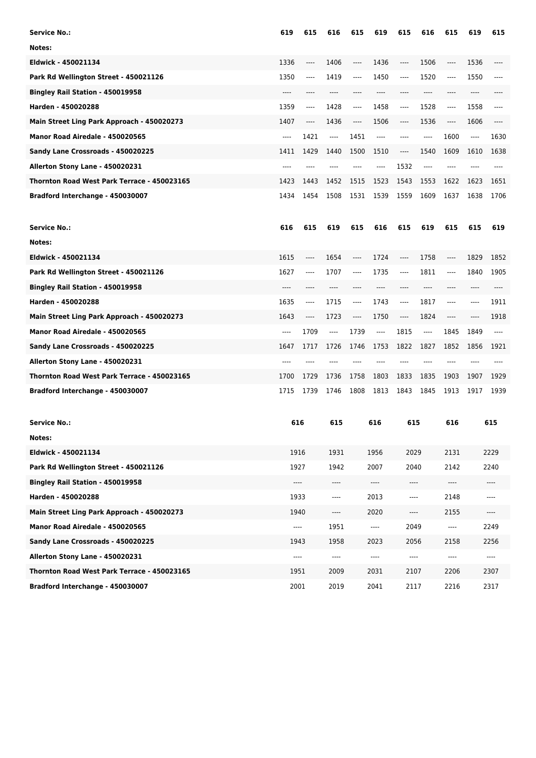| Service No.: | 619 | 615 | 616 | 615 | 619 | 615 | 616 | 615 | 619 | 615 |
|---|---|---|---|---|---|---|---|---|---|---|
| Notes: | | | | | | | | | | |
| Eldwick - 450021134 | 1336 | ---- | 1406 | ---- | 1436 | ---- | 1506 | ---- | 1536 | ---- |
| Park Rd Wellington Street - 450021126 | 1350 | ---- | 1419 | ---- | 1450 | ---- | 1520 | ---- | 1550 | ---- |
| Bingley Rail Station - 450019958 | ---- | ---- | ---- | ---- | ---- | ---- | ---- | ---- | ---- | ---- |
| Harden - 450020288 | 1359 | ---- | 1428 | ---- | 1458 | ---- | 1528 | ---- | 1558 | ---- |
| Main Street Ling Park Approach - 450020273 | 1407 | ---- | 1436 | ---- | 1506 | ---- | 1536 | ---- | 1606 | ---- |
| Manor Road Airedale - 450020565 | ---- | 1421 | ---- | 1451 | ---- | ---- | ---- | 1600 | ---- | 1630 |
| Sandy Lane Crossroads - 450020225 | 1411 | 1429 | 1440 | 1500 | 1510 | ---- | 1540 | 1609 | 1610 | 1638 |
| Allerton Stony Lane - 450020231 | ---- | ---- | ---- | ---- | ---- | 1532 | ---- | ---- | ---- | ---- |
| Thornton Road West Park Terrace - 450023165 | 1423 | 1443 | 1452 | 1515 | 1523 | 1543 | 1553 | 1622 | 1623 | 1651 |
| Bradford Interchange - 450030007 | 1434 | 1454 | 1508 | 1531 | 1539 | 1559 | 1609 | 1637 | 1638 | 1706 |

| Service No.: | 616 | 615 | 619 | 615 | 616 | 615 | 619 | 615 | 615 | 619 |
|---|---|---|---|---|---|---|---|---|---|---|
| Notes: | | | | | | | | | | |
| Eldwick - 450021134 | 1615 | ---- | 1654 | ---- | 1724 | ---- | 1758 | ---- | 1829 | 1852 |
| Park Rd Wellington Street - 450021126 | 1627 | ---- | 1707 | ---- | 1735 | ---- | 1811 | ---- | 1840 | 1905 |
| Bingley Rail Station - 450019958 | ---- | ---- | ---- | ---- | ---- | ---- | ---- | ---- | ---- | ---- |
| Harden - 450020288 | 1635 | ---- | 1715 | ---- | 1743 | ---- | 1817 | ---- | ---- | 1911 |
| Main Street Ling Park Approach - 450020273 | 1643 | ---- | 1723 | ---- | 1750 | ---- | 1824 | ---- | ---- | 1918 |
| Manor Road Airedale - 450020565 | ---- | 1709 | ---- | 1739 | ---- | 1815 | ---- | 1845 | 1849 | ---- |
| Sandy Lane Crossroads - 450020225 | 1647 | 1717 | 1726 | 1746 | 1753 | 1822 | 1827 | 1852 | 1856 | 1921 |
| Allerton Stony Lane - 450020231 | ---- | ---- | ---- | ---- | ---- | ---- | ---- | ---- | ---- | ---- |
| Thornton Road West Park Terrace - 450023165 | 1700 | 1729 | 1736 | 1758 | 1803 | 1833 | 1835 | 1903 | 1907 | 1929 |
| Bradford Interchange - 450030007 | 1715 | 1739 | 1746 | 1808 | 1813 | 1843 | 1845 | 1913 | 1917 | 1939 |

| Service No.: | 616 | 615 | 616 | 615 | 616 | 615 |
|---|---|---|---|---|---|---|
| Notes: | | | | | | |
| Eldwick - 450021134 | 1916 | 1931 | 1956 | 2029 | 2131 | 2229 |
| Park Rd Wellington Street - 450021126 | 1927 | 1942 | 2007 | 2040 | 2142 | 2240 |
| Bingley Rail Station - 450019958 | ---- | ---- | ---- | ---- | ---- | ---- |
| Harden - 450020288 | 1933 | ---- | 2013 | ---- | 2148 | ---- |
| Main Street Ling Park Approach - 450020273 | 1940 | ---- | 2020 | ---- | 2155 | ---- |
| Manor Road Airedale - 450020565 | ---- | 1951 | ---- | 2049 | ---- | 2249 |
| Sandy Lane Crossroads - 450020225 | 1943 | 1958 | 2023 | 2056 | 2158 | 2256 |
| Allerton Stony Lane - 450020231 | ---- | ---- | ---- | ---- | ---- | ---- |
| Thornton Road West Park Terrace - 450023165 | 1951 | 2009 | 2031 | 2107 | 2206 | 2307 |
| Bradford Interchange - 450030007 | 2001 | 2019 | 2041 | 2117 | 2216 | 2317 |